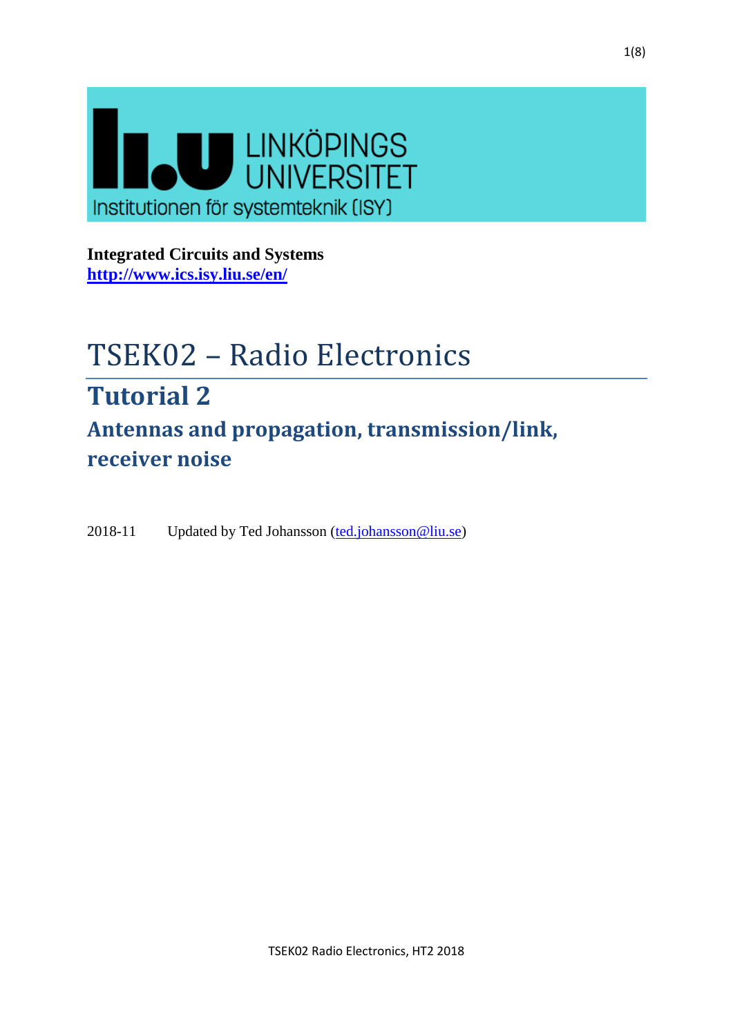LINKÖPINGS UNIVERSITET
Institutionen för systemteknik (ISY)

**Integrated Circuits and Systems**
**http://www.ics.isy.liu.se/en/**

# TSEK02 – Radio Electronics

## Tutorial 2

### Antennas and propagation, transmission/link, receiver noise

2018-11 Updated by Ted Johansson (ted.johansson@liu.se)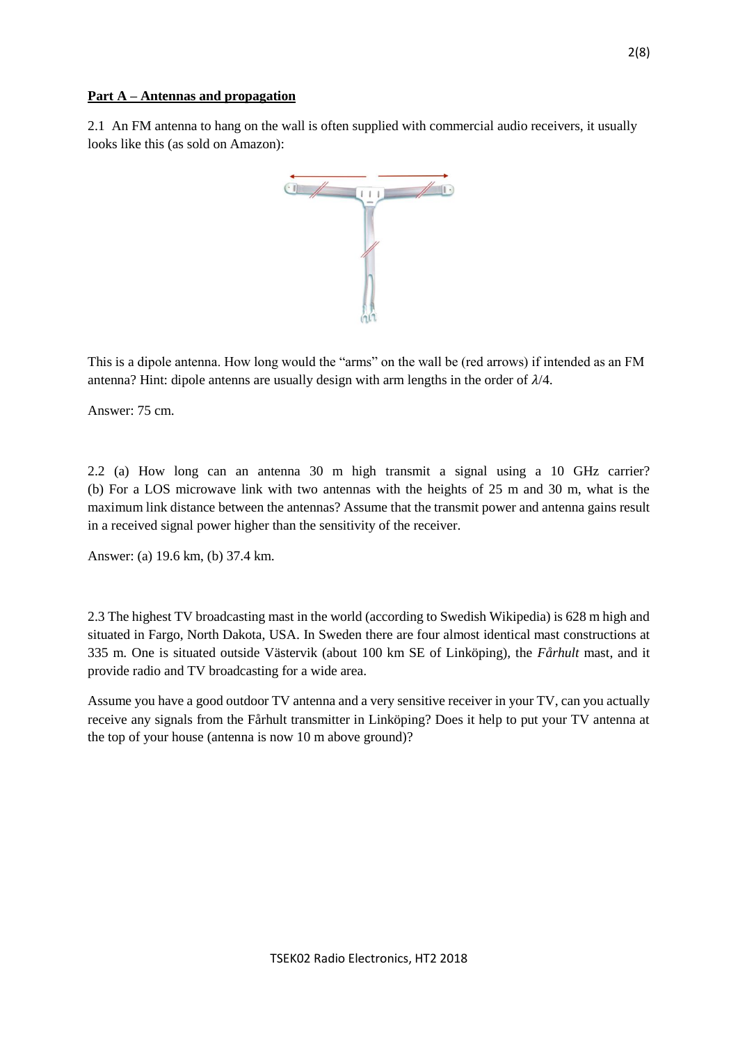**Part A – Antennas and propagation**

2.1 An FM antenna to hang on the wall is often supplied with commercial audio receivers, it usually looks like this (as sold on Amazon):

This is a dipole antenna. How long would the "arms" on the wall be (red arrows) if intended as an FM antenna? Hint: dipole antenns are usually design with arm lengths in the order of $\lambda/4$.

Answer: 75 cm.

2.2 (a) How long can an antenna 30 m high transmit a signal using a 10 GHz carrier? (b) For a LOS microwave link with two antennas with the heights of 25 m and 30 m, what is the maximum link distance between the antennas? Assume that the transmit power and antenna gains result in a received signal power higher than the sensitivity of the receiver.

Answer: (a) 19.6 km, (b) 37.4 km.

2.3 The highest TV broadcasting mast in the world (according to Swedish Wikipedia) is 628 m high and situated in Fargo, North Dakota, USA. In Sweden there are four almost identical mast constructions at 335 m. One is situated outside Västervik (about 100 km SE of Linköping), the *Fårhult* mast, and it provide radio and TV broadcasting for a wide area.

Assume you have a good outdoor TV antenna and a very sensitive receiver in your TV, can you actually receive any signals from the Fårhult transmitter in Linköping? Does it help to put your TV antenna at the top of your house (antenna is now 10 m above ground)?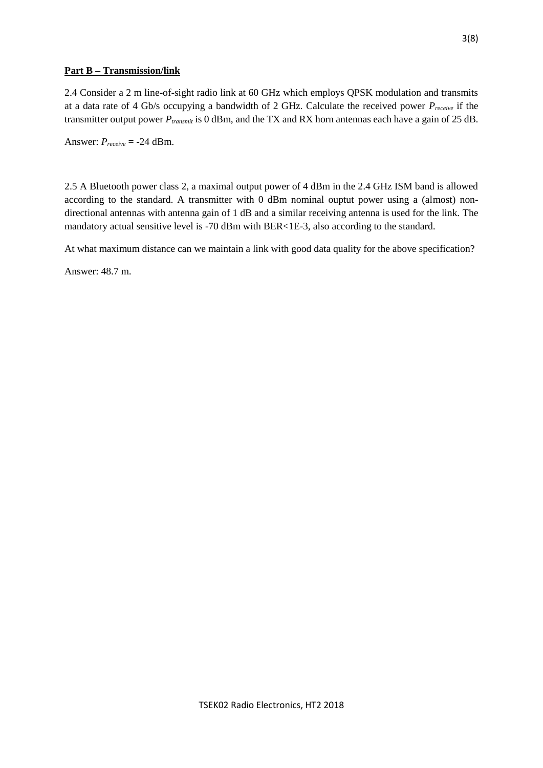**Part B – Transmission/link**

2.4 Consider a 2 m line-of-sight radio link at 60 GHz which employs QPSK modulation and transmits at a data rate of 4 Gb/s occupying a bandwidth of 2 GHz. Calculate the received power $P_{receive}$ if the transmitter output power $P_{transmit}$ is 0 dBm, and the TX and RX horn antennas each have a gain of 25 dB.

Answer: $P_{receive}$ = -24 dBm.

2.5 A Bluetooth power class 2, a maximal output power of 4 dBm in the 2.4 GHz ISM band is allowed according to the standard. A transmitter with 0 dBm nominal ouptut power using a (almost) non-directional antennas with antenna gain of 1 dB and a similar receiving antenna is used for the link. The mandatory actual sensitive level is -70 dBm with BER<1E-3, also according to the standard.

At what maximum distance can we maintain a link with good data quality for the above specification?

Answer: 48.7 m.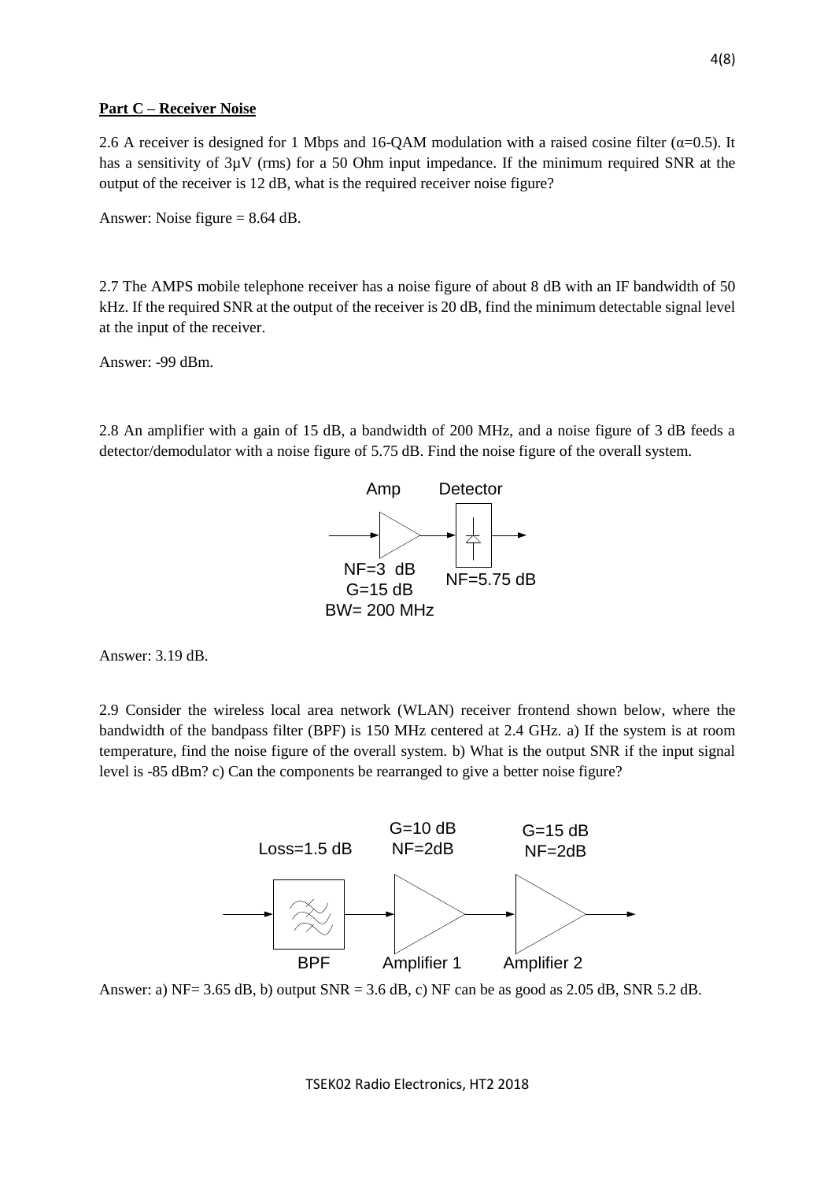**Part C – Receiver Noise**

2.6 A receiver is designed for 1 Mbps and 16-QAM modulation with a raised cosine filter ($\alpha$=0.5). It has a sensitivity of 3μV (rms) for a 50 Ohm input impedance. If the minimum required SNR at the output of the receiver is 12 dB, what is the required receiver noise figure?

Answer: Noise figure = 8.64 dB.

2.7 The AMPS mobile telephone receiver has a noise figure of about 8 dB with an IF bandwidth of 50 kHz. If the required SNR at the output of the receiver is 20 dB, find the minimum detectable signal level at the input of the receiver.

Answer: -99 dBm.

2.8 An amplifier with a gain of 15 dB, a bandwidth of 200 MHz, and a noise figure of 3 dB feeds a detector/demodulator with a noise figure of 5.75 dB. Find the noise figure of the overall system.

Amp: NF=3 dB, G=15 dB, BW= 200 MHz → Detector: NF=5.75 dB

Answer: 3.19 dB.

2.9 Consider the wireless local area network (WLAN) receiver frontend shown below, where the bandwidth of the bandpass filter (BPF) is 150 MHz centered at 2.4 GHz. a) If the system is at room temperature, find the noise figure of the overall system. b) What is the output SNR if the input signal level is -85 dBm? c) Can the components be rearranged to give a better noise figure?

BPF: Loss=1.5 dB → Amplifier 1: G=10 dB, NF=2dB → Amplifier 2: G=15 dB, NF=2dB

Answer: a) NF= 3.65 dB, b) output SNR = 3.6 dB, c) NF can be as good as 2.05 dB, SNR 5.2 dB.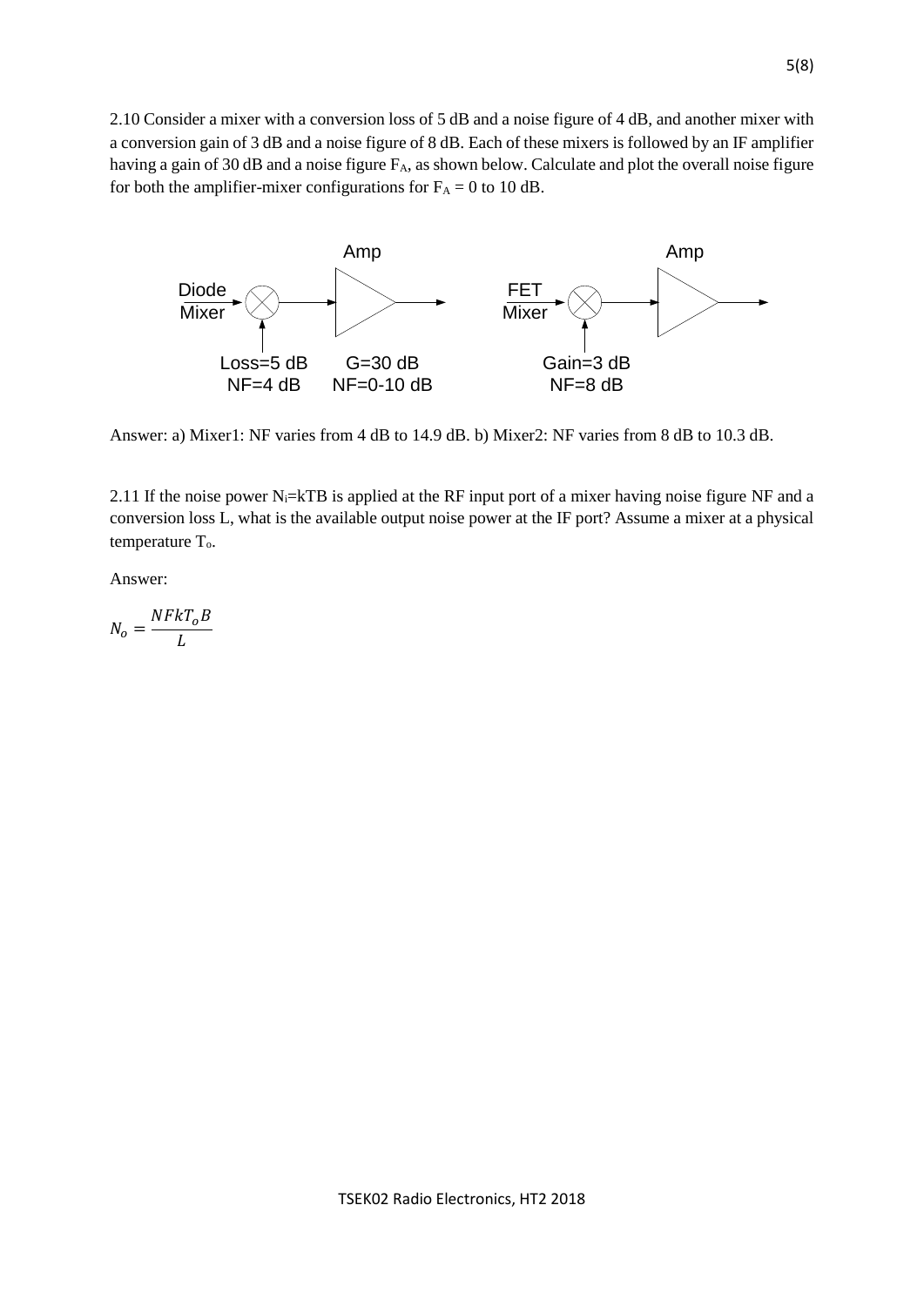2.10 Consider a mixer with a conversion loss of 5 dB and a noise figure of 4 dB, and another mixer with a conversion gain of 3 dB and a noise figure of 8 dB. Each of these mixers is followed by an IF amplifier having a gain of 30 dB and a noise figure $F_A$, as shown below. Calculate and plot the overall noise figure for both the amplifier-mixer configurations for $F_A$ = 0 to 10 dB.

Diode Mixer: Loss=5 dB, NF=4 dB → Amp: G=30 dB, NF=0-10 dB

FET Mixer: Gain=3 dB, NF=8 dB → Amp

Answer: a) Mixer1: NF varies from 4 dB to 14.9 dB. b) Mixer2: NF varies from 8 dB to 10.3 dB.

2.11 If the noise power $N_i$=kTB is applied at the RF input port of a mixer having noise figure NF and a conversion loss L, what is the available output noise power at the IF port? Assume a mixer at a physical temperature $T_o$.

Answer:

$$N_o = \frac{NFkT_oB}{L}$$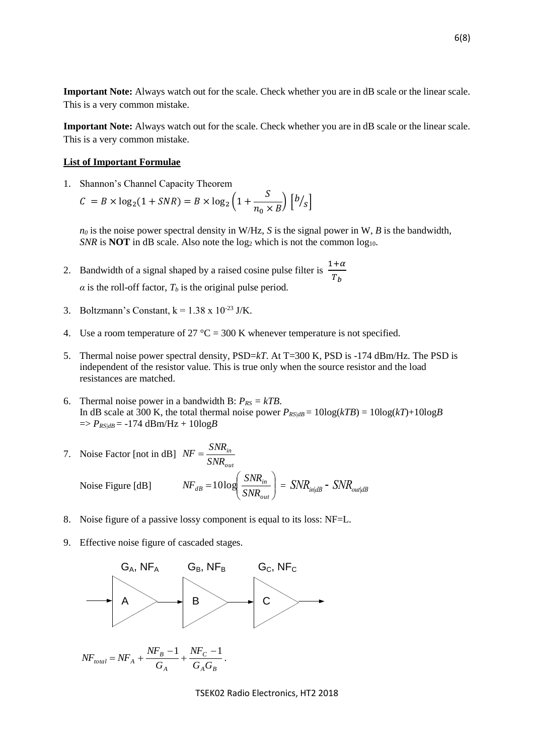**Important Note:** Always watch out for the scale. Check whether you are in dB scale or the linear scale. This is a very common mistake.

**Important Note:** Always watch out for the scale. Check whether you are in dB scale or the linear scale. This is a very common mistake.

**List of Important Formulae**

1. Shannon's Channel Capacity Theorem

   $$C = B \times \log_2(1 + SNR) = B \times \log_2\left(1 + \frac{S}{n_0 \times B}\right) \left[{}^{b}\!/_{s}\right]$$

   $n_0$ is the noise power spectral density in W/Hz, $S$ is the signal power in W, $B$ is the bandwidth, $SNR$ is **NOT** in dB scale. Also note the $\log_2$ which is not the common $\log_{10}$.

2. Bandwidth of a signal shaped by a raised cosine pulse filter is $\frac{1+\alpha}{T_b}$

   $\alpha$ is the roll-off factor, $T_b$ is the original pulse period.

3. Boltzmann's Constant, $k = 1.38 \times 10^{-23}$ J/K.

4. Use a room temperature of 27 °C = 300 K whenever temperature is not specified.

5. Thermal noise power spectral density, PSD=$kT$. At T=300 K, PSD is -174 dBm/Hz. The PSD is independent of the resistor value. This is true only when the source resistor and the load resistances are matched.

6. Thermal noise power in a bandwidth B: $P_{RS} = kTB$.
   In dB scale at 300 K, the total thermal noise power $P_{RS|dB} = 10\log(kTB) = 10\log(kT) + 10\log B$
   $\Rightarrow P_{RS|dB} = -174$ dBm/Hz + $10\log B$

7. Noise Factor [not in dB] $NF = \frac{SNR_{in}}{SNR_{out}}$

   Noise Figure [dB] $NF_{dB} = 10\log\left(\frac{SNR_{in}}{SNR_{out}}\right) = SNR_{in|dB} - SNR_{out|dB}$

8. Noise figure of a passive lossy component is equal to its loss: NF=L.

9. Effective noise figure of cascaded stages.

   → A ($G_A$, $NF_A$) → B ($G_B$, $NF_B$) → C ($G_C$, $NF_C$) →

   $$NF_{total} = NF_A + \frac{NF_B - 1}{G_A} + \frac{NF_C - 1}{G_A G_B}.$$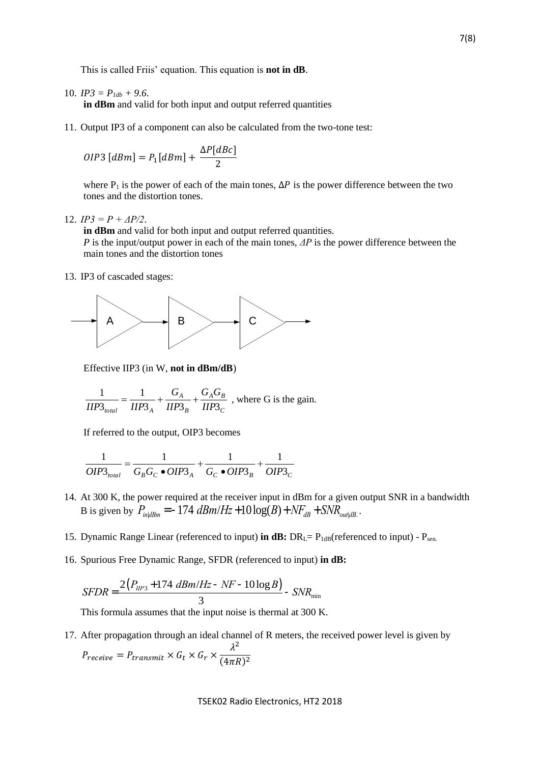This is called Friis' equation. This equation is **not in dB**.

10. $IP3 = P_{1db} + 9.6$.
    **in dBm** and valid for both input and output referred quantities

11. Output IP3 of a component can also be calculated from the two-tone test:

$$OIP3\,[dBm] = P_1[dBm] + \frac{\Delta P[dBc]}{2}$$

   where $P_1$ is the power of each of the main tones, $\Delta P$ is the power difference between the two tones and the distortion tones.

12. $IP3 = P + \Delta P/2$.
    **in dBm** and valid for both input and output referred quantities.
    $P$ is the input/output power in each of the main tones, $\Delta P$ is the power difference between the main tones and the distortion tones

13. IP3 of cascaded stages:

   A → B → C

   Effective IIP3 (in W, **not in dBm/dB**)

$$\frac{1}{IIP3_{total}} = \frac{1}{IIP3_A} + \frac{G_A}{IIP3_B} + \frac{G_A G_B}{IIP3_C}$$

   , where G is the gain.

   If referred to the output, OIP3 becomes

$$\frac{1}{OIP3_{total}} = \frac{1}{G_B G_C \bullet OIP3_A} + \frac{1}{G_C \bullet OIP3_B} + \frac{1}{OIP3_C}$$

14. At 300 K, the power required at the receiver input in dBm for a given output SNR in a bandwidth B is given by $P_{in|dBm} = -174\ dBm/Hz + 10\log(B) + NF_{dB} + SNR_{out|dB}$.

15. Dynamic Range Linear (referenced to input) **in dB:** $DR_L = P_{1dB}$(referenced to input) - $P_{sen}$.

16. Spurious Free Dynamic Range, SFDR (referenced to input) **in dB:**

$$SFDR = \frac{2\left(P_{IIP3} + 174\ dBm/Hz - NF - 10\log B\right)}{3} - SNR_{\min}$$

   This formula assumes that the input noise is thermal at 300 K.

17. After propagation through an ideal channel of R meters, the received power level is given by

$$P_{receive} = P_{transmit} \times G_t \times G_r \times \frac{\lambda^2}{(4\pi R)^2}$$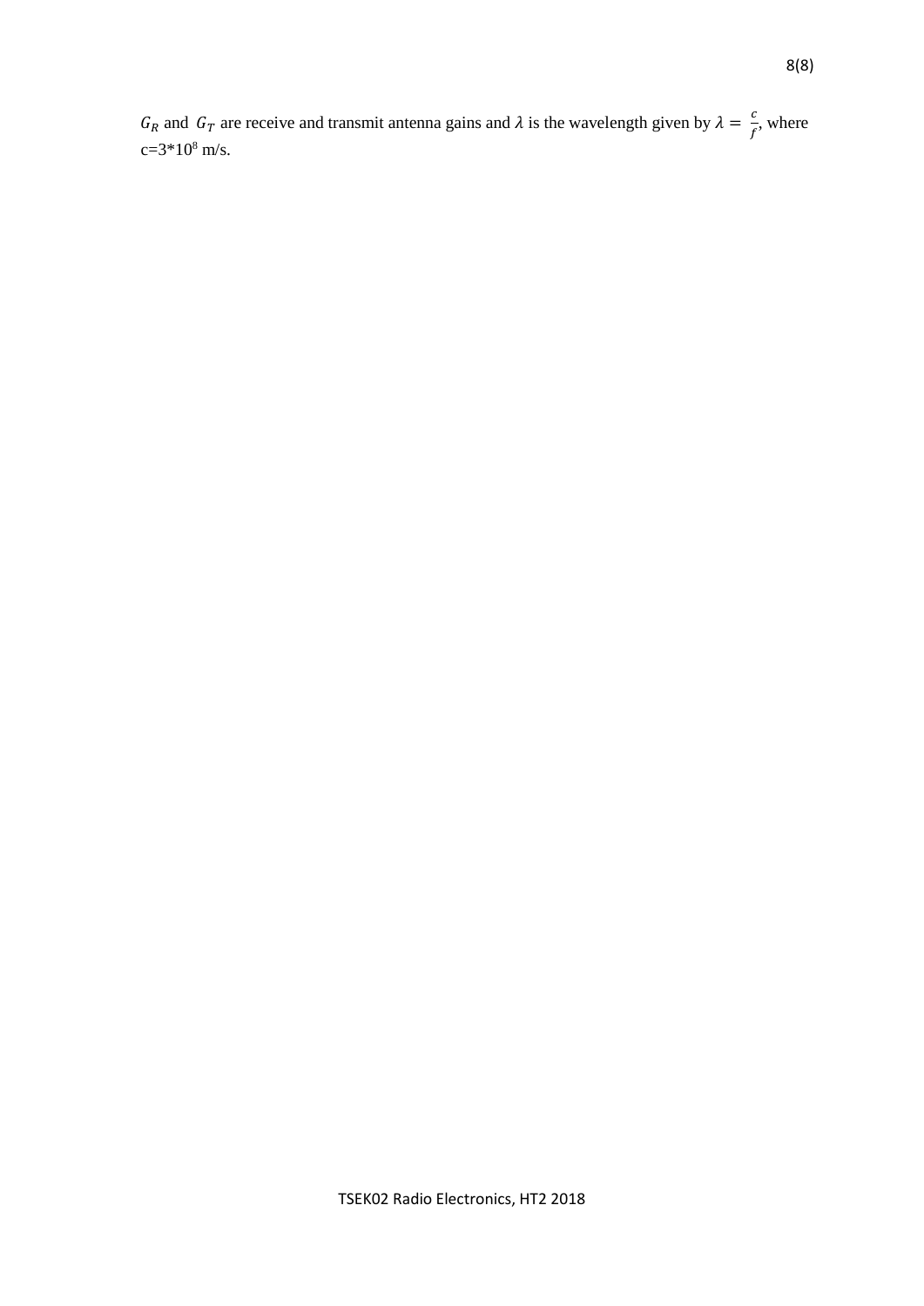$G_R$ and $G_T$ are receive and transmit antenna gains and $\lambda$ is the wavelength given by $\lambda = \frac{c}{f}$, where $c=3*10^8$ m/s.